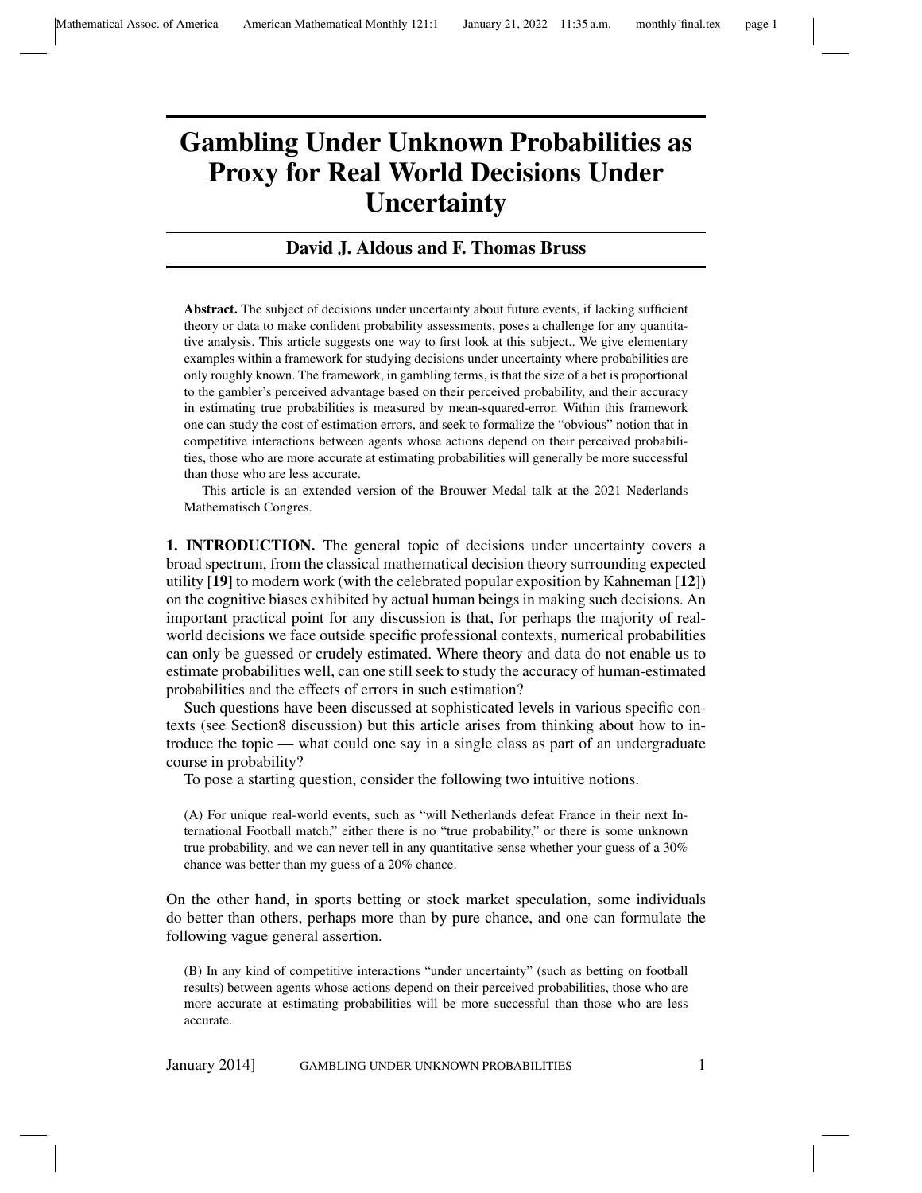# Gambling Under Unknown Probabilities as Proxy for Real World Decisions Under Uncertainty

**David J. Aldous and F. Thomas Bruss**

**Abstract.** The subject of decisions under uncertainty about future events, if lacking sufficient theory or data to make confident probability assessments, poses a challenge for any quantitative analysis. This article suggests one way to first look at this subject.. We give elementary examples within a framework for studying decisions under uncertainty where probabilities are only roughly known. The framework, in gambling terms, is that the size of a bet is proportional to the gambler's perceived advantage based on their perceived probability, and their accuracy in estimating true probabilities is measured by mean-squared-error. Within this framework one can study the cost of estimation errors, and seek to formalize the "obvious" notion that in competitive interactions between agents whose actions depend on their perceived probabilities, those who are more accurate at estimating probabilities will generally be more successful than those who are less accurate.

This article is an extended version of the Brouwer Medal talk at the 2021 Nederlands Mathematisch Congres.

**1. INTRODUCTION.** The general topic of decisions under uncertainty covers a broad spectrum, from the classical mathematical decision theory surrounding expected utility [**19**] to modern work (with the celebrated popular exposition by Kahneman [**12**]) on the cognitive biases exhibited by actual human beings in making such decisions. An important practical point for any discussion is that, for perhaps the majority of real-world decisions we face outside specific professional contexts, numerical probabilities can only be guessed or crudely estimated. Where theory and data do not enable us to estimate probabilities well, can one still seek to study the accuracy of human-estimated probabilities and the effects of errors in such estimation?

Such questions have been discussed at sophisticated levels in various specific contexts (see Section8 discussion) but this article arises from thinking about how to introduce the topic — what could one say in a single class as part of an undergraduate course in probability?

To pose a starting question, consider the following two intuitive notions.

(A) For unique real-world events, such as "will Netherlands defeat France in their next International Football match," either there is no "true probability," or there is some unknown true probability, and we can never tell in any quantitative sense whether your guess of a 30% chance was better than my guess of a 20% chance.

On the other hand, in sports betting or stock market speculation, some individuals do better than others, perhaps more than by pure chance, and one can formulate the following vague general assertion.

(B) In any kind of competitive interactions "under uncertainty" (such as betting on football results) between agents whose actions depend on their perceived probabilities, those who are more accurate at estimating probabilities will be more successful than those who are less accurate.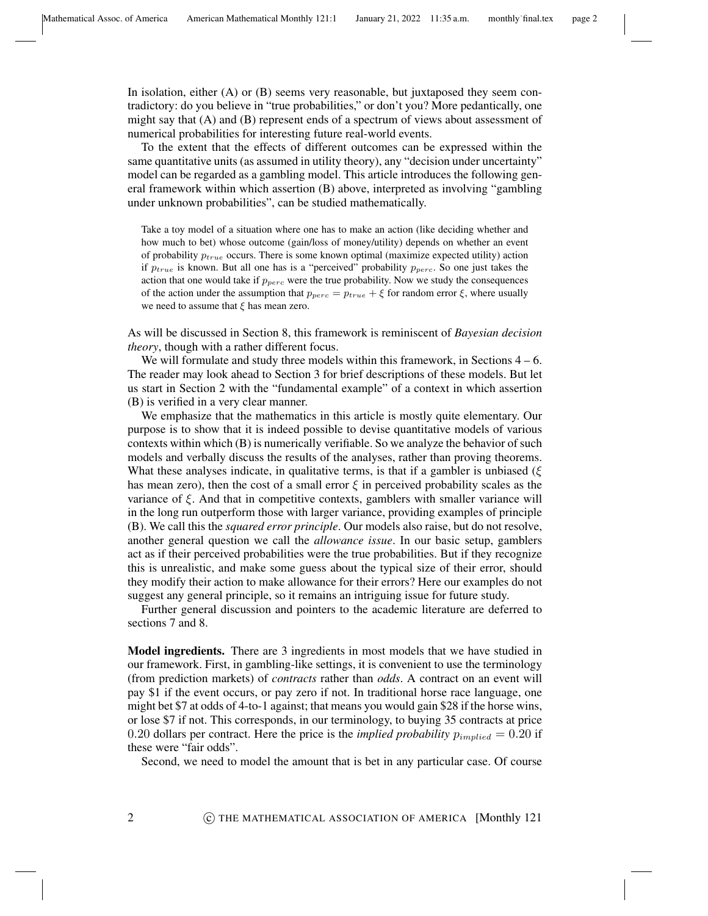In isolation, either (A) or (B) seems very reasonable, but juxtaposed they seem contradictory: do you believe in "true probabilities," or don't you? More pedantically, one might say that (A) and (B) represent ends of a spectrum of views about assessment of numerical probabilities for interesting future real-world events.

To the extent that the effects of different outcomes can be expressed within the same quantitative units (as assumed in utility theory), any "decision under uncertainty" model can be regarded as a gambling model. This article introduces the following general framework within which assertion (B) above, interpreted as involving "gambling under unknown probabilities", can be studied mathematically.

> Take a toy model of a situation where one has to make an action (like deciding whether and how much to bet) whose outcome (gain/loss of money/utility) depends on whether an event of probability $p_{true}$ occurs. There is some known optimal (maximize expected utility) action if $p_{true}$ is known. But all one has is a "perceived" probability $p_{perc}$. So one just takes the action that one would take if $p_{perc}$ were the true probability. Now we study the consequences of the action under the assumption that $p_{perc} = p_{true} + \xi$ for random error $\xi$, where usually we need to assume that $\xi$ has mean zero.

As will be discussed in Section 8, this framework is reminiscent of *Bayesian decision theory*, though with a rather different focus.

We will formulate and study three models within this framework, in Sections 4 – 6. The reader may look ahead to Section 3 for brief descriptions of these models. But let us start in Section 2 with the "fundamental example" of a context in which assertion (B) is verified in a very clear manner.

We emphasize that the mathematics in this article is mostly quite elementary. Our purpose is to show that it is indeed possible to devise quantitative models of various contexts within which (B) is numerically verifiable. So we analyze the behavior of such models and verbally discuss the results of the analyses, rather than proving theorems. What these analyses indicate, in qualitative terms, is that if a gambler is unbiased ($\xi$ has mean zero), then the cost of a small error $\xi$ in perceived probability scales as the variance of $\xi$. And that in competitive contexts, gamblers with smaller variance will in the long run outperform those with larger variance, providing examples of principle (B). We call this the *squared error principle*. Our models also raise, but do not resolve, another general question we call the *allowance issue*. In our basic setup, gamblers act as if their perceived probabilities were the true probabilities. But if they recognize this is unrealistic, and make some guess about the typical size of their error, should they modify their action to make allowance for their errors? Here our examples do not suggest any general principle, so it remains an intriguing issue for future study.

Further general discussion and pointers to the academic literature are deferred to sections 7 and 8.

**Model ingredients.** There are 3 ingredients in most models that we have studied in our framework. First, in gambling-like settings, it is convenient to use the terminology (from prediction markets) of *contracts* rather than *odds*. A contract on an event will pay \$1 if the event occurs, or pay zero if not. In traditional horse race language, one might bet \$7 at odds of 4-to-1 against; that means you would gain \$28 if the horse wins, or lose \$7 if not. This corresponds, in our terminology, to buying 35 contracts at price $0.20$ dollars per contract. Here the price is the *implied probability* $p_{implied} = 0.20$ if these were "fair odds".

Second, we need to model the amount that is bet in any particular case. Of course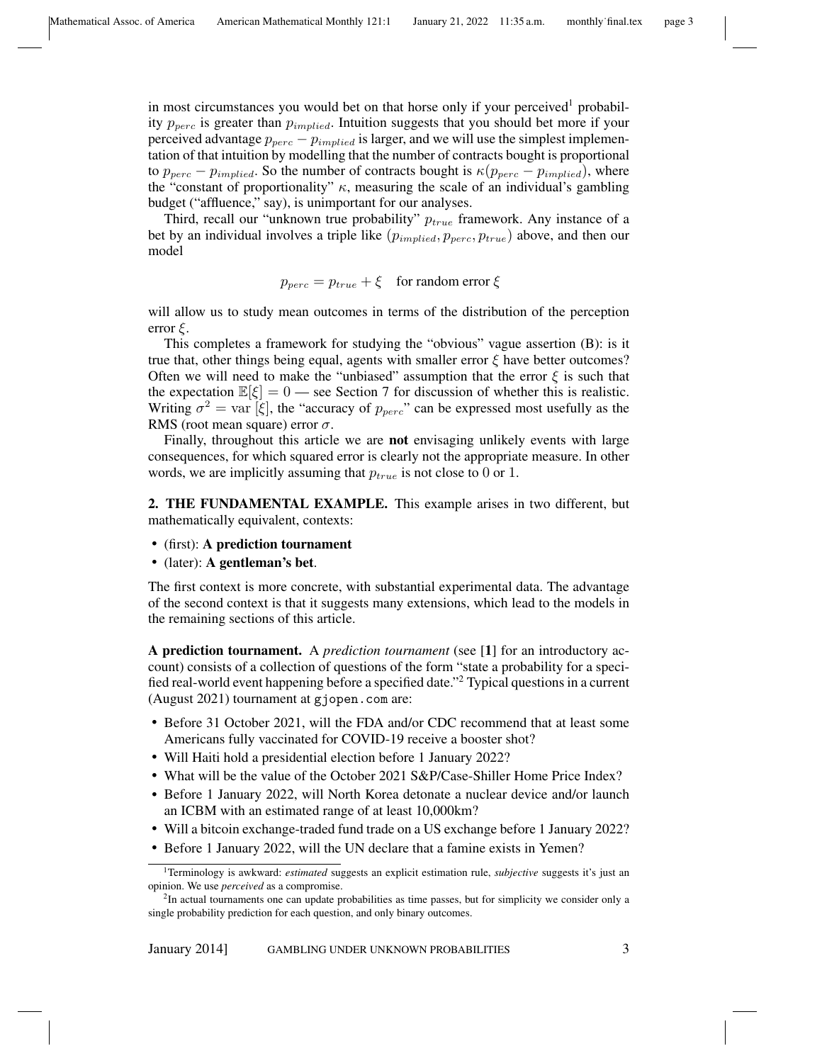in most circumstances you would bet on that horse only if your perceived[1] probability $p_{perc}$ is greater than $p_{implied}$. Intuition suggests that you should bet more if your perceived advantage $p_{perc} - p_{implied}$ is larger, and we will use the simplest implementation of that intuition by modelling that the number of contracts bought is proportional to $p_{perc} - p_{implied}$. So the number of contracts bought is $\kappa(p_{perc} - p_{implied})$, where the "constant of proportionality" $\kappa$, measuring the scale of an individual's gambling budget ("affluence," say), is unimportant for our analyses.

Third, recall our "unknown true probability" $p_{true}$ framework. Any instance of a bet by an individual involves a triple like $(p_{implied}, p_{perc}, p_{true})$ above, and then our model

$$p_{perc} = p_{true} + \xi \quad \text{for random error } \xi$$

will allow us to study mean outcomes in terms of the distribution of the perception error $\xi$.

This completes a framework for studying the "obvious" vague assertion (B): is it true that, other things being equal, agents with smaller error $\xi$ have better outcomes? Often we will need to make the "unbiased" assumption that the error $\xi$ is such that the expectation $\mathbb{E}[\xi] = 0$ — see Section 7 for discussion of whether this is realistic. Writing $\sigma^2 = \text{var}[\xi]$, the "accuracy of $p_{perc}$" can be expressed most usefully as the RMS (root mean square) error $\sigma$.

Finally, throughout this article we are **not** envisaging unlikely events with large consequences, for which squared error is clearly not the appropriate measure. In other words, we are implicitly assuming that $p_{true}$ is not close to 0 or 1.

## 2. THE FUNDAMENTAL EXAMPLE.

This example arises in two different, but mathematically equivalent, contexts:

- (first): **A prediction tournament**
- (later): **A gentleman's bet**.

The first context is more concrete, with substantial experimental data. The advantage of the second context is that it suggests many extensions, which lead to the models in the remaining sections of this article.

**A prediction tournament.** A *prediction tournament* (see [**1**] for an introductory account) consists of a collection of questions of the form "state a probability for a specified real-world event happening before a specified date."[2] Typical questions in a current (August 2021) tournament at `gjopen.com` are:

- Before 31 October 2021, will the FDA and/or CDC recommend that at least some Americans fully vaccinated for COVID-19 receive a booster shot?
- Will Haiti hold a presidential election before 1 January 2022?
- What will be the value of the October 2021 S&P/Case-Shiller Home Price Index?
- Before 1 January 2022, will North Korea detonate a nuclear device and/or launch an ICBM with an estimated range of at least 10,000km?
- Will a bitcoin exchange-traded fund trade on a US exchange before 1 January 2022?
- Before 1 January 2022, will the UN declare that a famine exists in Yemen?

[1] Terminology is awkward: *estimated* suggests an explicit estimation rule, *subjective* suggests it's just an opinion. We use *perceived* as a compromise.

[2] In actual tournaments one can update probabilities as time passes, but for simplicity we consider only a single probability prediction for each question, and only binary outcomes.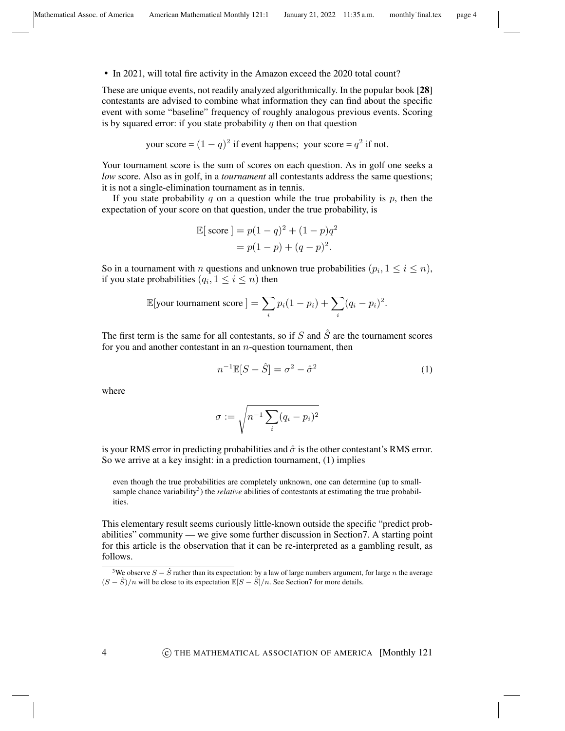- In 2021, will total fire activity in the Amazon exceed the 2020 total count?

These are unique events, not readily analyzed algorithmically. In the popular book [**28**] contestants are advised to combine what information they can find about the specific event with some "baseline" frequency of roughly analogous previous events. Scoring is by squared error: if you state probability $q$ then on that question

$$\text{your score} = (1-q)^2 \text{ if event happens; your score} = q^2 \text{ if not.}$$

Your tournament score is the sum of scores on each question. As in golf one seeks a *low* score. Also as in golf, in a *tournament* all contestants address the same questions; it is not a single-elimination tournament as in tennis.

If you state probability $q$ on a question while the true probability is $p$, then the expectation of your score on that question, under the true probability, is

$$\begin{aligned}\mathbb{E}[\text{ score }] &= p(1-q)^2 + (1-p)q^2 \\ &= p(1-p) + (q-p)^2.\end{aligned}$$

So in a tournament with $n$ questions and unknown true probabilities $(p_i, 1 \le i \le n)$, if you state probabilities $(q_i, 1 \le i \le n)$ then

$$\mathbb{E}[\text{your tournament score }] = \sum_i p_i(1-p_i) + \sum_i (q_i - p_i)^2.$$

The first term is the same for all contestants, so if $S$ and $\hat{S}$ are the tournament scores for you and another contestant in an $n$-question tournament, then

$$n^{-1}\mathbb{E}[S - \hat{S}] = \sigma^2 - \hat{\sigma}^2 \tag{1}$$

where

$$\sigma := \sqrt{n^{-1}\sum_i (q_i - p_i)^2}$$

is your RMS error in predicting probabilities and $\hat{\sigma}$ is the other contestant's RMS error. So we arrive at a key insight: in a prediction tournament, (1) implies

> even though the true probabilities are completely unknown, one can determine (up to small-sample chance variability[3]) the *relative* abilities of contestants at estimating the true probabilities.

This elementary result seems curiously little-known outside the specific "predict probabilities" community — we give some further discussion in Section7. A starting point for this article is the observation that it can be re-interpreted as a gambling result, as follows.

[3] We observe $S - \hat{S}$ rather than its expectation: by a law of large numbers argument, for large $n$ the average $(S - \hat{S})/n$ will be close to its expectation $\mathbb{E}[S - \hat{S}]/n$. See Section7 for more details.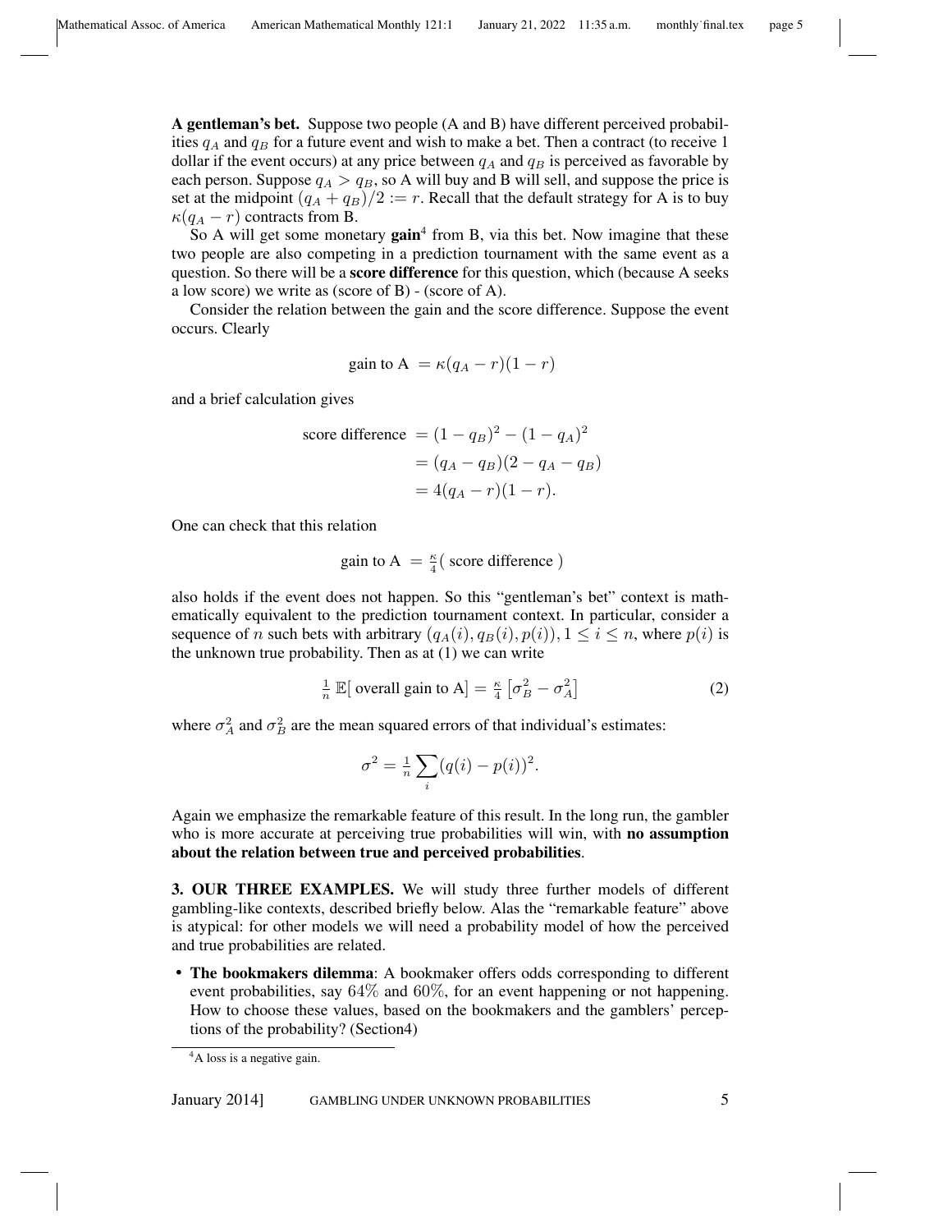**A gentleman's bet.** Suppose two people (A and B) have different perceived probabilities $q_A$ and $q_B$ for a future event and wish to make a bet. Then a contract (to receive 1 dollar if the event occurs) at any price between $q_A$ and $q_B$ is perceived as favorable by each person. Suppose $q_A > q_B$, so A will buy and B will sell, and suppose the price is set at the midpoint $(q_A + q_B)/2 := r$. Recall that the default strategy for A is to buy $\kappa(q_A - r)$ contracts from B.

So A will get some monetary **gain**[4] from B, via this bet. Now imagine that these two people are also competing in a prediction tournament with the same event as a question. So there will be a **score difference** for this question, which (because A seeks a low score) we write as (score of B) - (score of A).

Consider the relation between the gain and the score difference. Suppose the event occurs. Clearly

$$\text{gain to A } = \kappa(q_A - r)(1 - r)$$

and a brief calculation gives

$$\begin{aligned}
\text{score difference } &= (1 - q_B)^2 - (1 - q_A)^2 \\
&= (q_A - q_B)(2 - q_A - q_B) \\
&= 4(q_A - r)(1 - r).
\end{aligned}$$

One can check that this relation

$$\text{gain to A } = \tfrac{\kappa}{4}(\text{ score difference })$$

also holds if the event does not happen. So this "gentleman's bet" context is mathematically equivalent to the prediction tournament context. In particular, consider a sequence of $n$ such bets with arbitrary $(q_A(i), q_B(i), p(i)), 1 \leq i \leq n$, where $p(i)$ is the unknown true probability. Then as at (1) we can write

$$\tfrac{1}{n}\, \mathbb{E}[\text{ overall gain to A}] = \tfrac{\kappa}{4}\left[\sigma_B^2 - \sigma_A^2\right] \tag{2}$$

where $\sigma_A^2$ and $\sigma_B^2$ are the mean squared errors of that individual's estimates:

$$\sigma^2 = \tfrac{1}{n}\sum_i (q(i) - p(i))^2.$$

Again we emphasize the remarkable feature of this result. In the long run, the gambler who is more accurate at perceiving true probabilities will win, with **no assumption about the relation between true and perceived probabilities**.

## 3. OUR THREE EXAMPLES.

We will study three further models of different gambling-like contexts, described briefly below. Alas the "remarkable feature" above is atypical: for other models we will need a probability model of how the perceived and true probabilities are related.

- **The bookmakers dilemma**: A bookmaker offers odds corresponding to different event probabilities, say $64\%$ and $60\%$, for an event happening or not happening. How to choose these values, based on the bookmakers and the gamblers' perceptions of the probability? (Section4)

[4] A loss is a negative gain.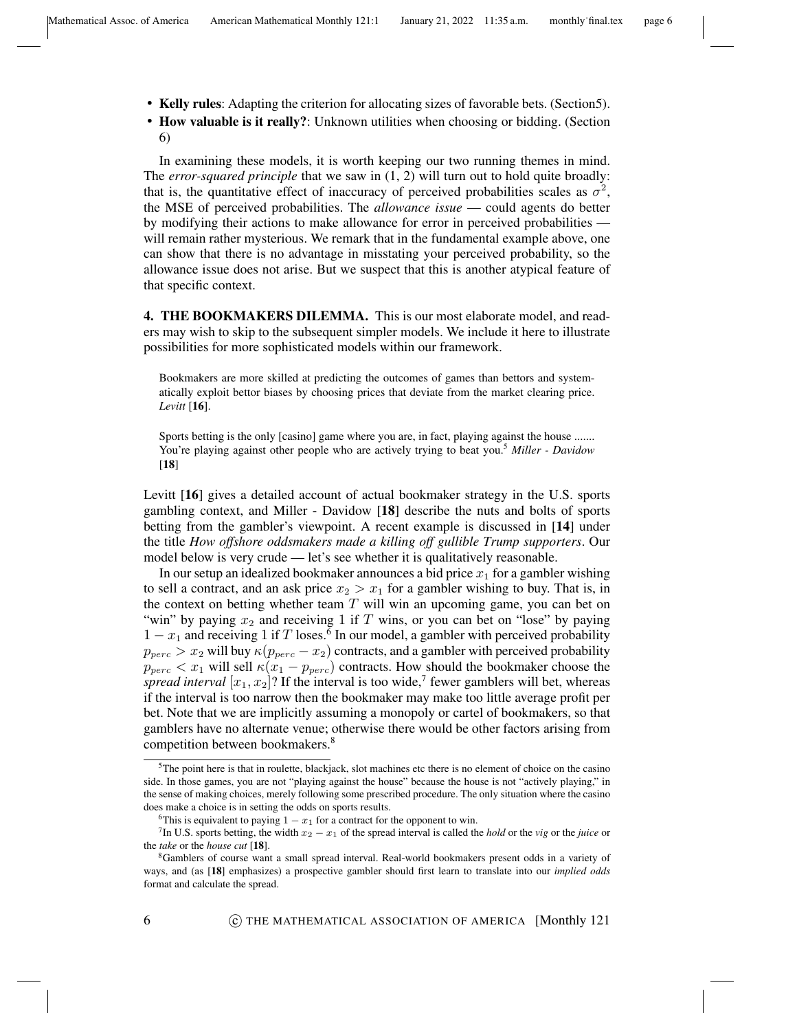- **Kelly rules**: Adapting the criterion for allocating sizes of favorable bets. (Section5).
- **How valuable is it really?**: Unknown utilities when choosing or bidding. (Section 6)

In examining these models, it is worth keeping our two running themes in mind. The *error-squared principle* that we saw in (1, 2) will turn out to hold quite broadly: that is, the quantitative effect of inaccuracy of perceived probabilities scales as $\sigma^2$, the MSE of perceived probabilities. The *allowance issue* — could agents do better by modifying their actions to make allowance for error in perceived probabilities — will remain rather mysterious. We remark that in the fundamental example above, one can show that there is no advantage in misstating your perceived probability, so the allowance issue does not arise. But we suspect that this is another atypical feature of that specific context.

## 4. THE BOOKMAKERS DILEMMA.

This is our most elaborate model, and readers may wish to skip to the subsequent simpler models. We include it here to illustrate possibilities for more sophisticated models within our framework.

> Bookmakers are more skilled at predicting the outcomes of games than bettors and systematically exploit bettor biases by choosing prices that deviate from the market clearing price. *Levitt* [**16**].

> Sports betting is the only [casino] game where you are, in fact, playing against the house ....... You're playing against other people who are actively trying to beat you.[5] *Miller - Davidow* [**18**]

Levitt [**16**] gives a detailed account of actual bookmaker strategy in the U.S. sports gambling context, and Miller - Davidow [**18**] describe the nuts and bolts of sports betting from the gambler's viewpoint. A recent example is discussed in [**14**] under the title *How offshore oddsmakers made a killing off gullible Trump supporters*. Our model below is very crude — let's see whether it is qualitatively reasonable.

In our setup an idealized bookmaker announces a bid price $x_1$ for a gambler wishing to sell a contract, and an ask price $x_2 > x_1$ for a gambler wishing to buy. That is, in the context on betting whether team $T$ will win an upcoming game, you can bet on "win" by paying $x_2$ and receiving 1 if $T$ wins, or you can bet on "lose" by paying $1 - x_1$ and receiving 1 if $T$ loses.[6] In our model, a gambler with perceived probability $p_{perc} > x_2$ will buy $\kappa(p_{perc} - x_2)$ contracts, and a gambler with perceived probability $p_{perc} < x_1$ will sell $\kappa(x_1 - p_{perc})$ contracts. How should the bookmaker choose the *spread interval* $[x_1, x_2]$? If the interval is too wide,[7] fewer gamblers will bet, whereas if the interval is too narrow then the bookmaker may make too little average profit per bet. Note that we are implicitly assuming a monopoly or cartel of bookmakers, so that gamblers have no alternate venue; otherwise there would be other factors arising from competition between bookmakers.[8]

[5] The point here is that in roulette, blackjack, slot machines etc there is no element of choice on the casino side. In those games, you are not "playing against the house" because the house is not "actively playing," in the sense of making choices, merely following some prescribed procedure. The only situation where the casino does make a choice is in setting the odds on sports results.

[6] This is equivalent to paying $1 - x_1$ for a contract for the opponent to win.

[7] In U.S. sports betting, the width $x_2 - x_1$ of the spread interval is called the *hold* or the *vig* or the *juice* or the *take* or the *house cut* [**18**].

[8] Gamblers of course want a small spread interval. Real-world bookmakers present odds in a variety of ways, and (as [**18**] emphasizes) a prospective gambler should first learn to translate into our *implied odds* format and calculate the spread.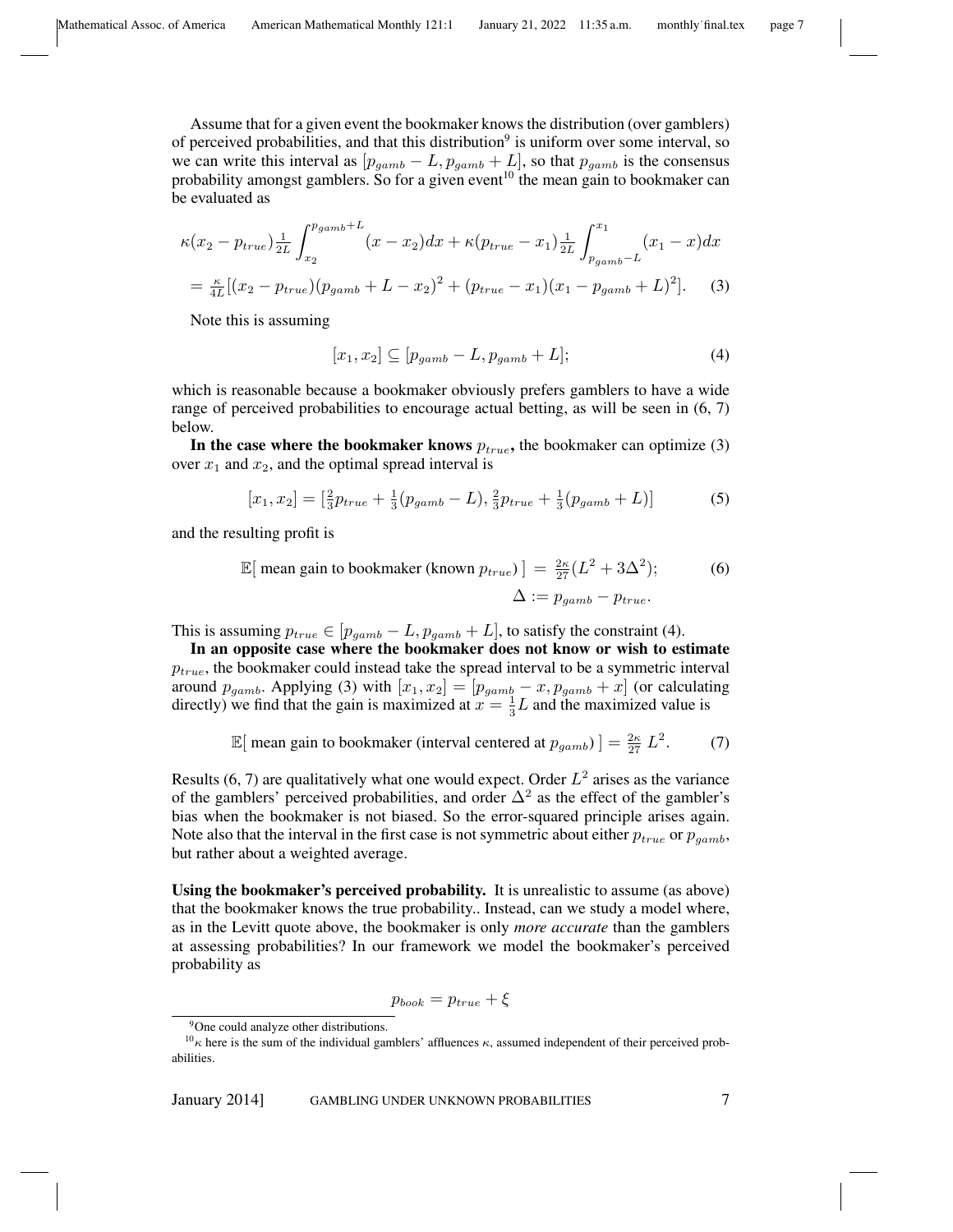Assume that for a given event the bookmaker knows the distribution (over gamblers) of perceived probabilities, and that this distribution[9] is uniform over some interval, so we can write this interval as $[p_{gamb} - L, p_{gamb} + L]$, so that $p_{gamb}$ is the consensus probability amongst gamblers. So for a given event[10] the mean gain to bookmaker can be evaluated as

$$\kappa(x_2 - p_{true})\tfrac{1}{2L}\int_{x_2}^{p_{gamb}+L}(x - x_2)dx + \kappa(p_{true} - x_1)\tfrac{1}{2L}\int_{p_{gamb}-L}^{x_1}(x_1 - x)dx$$

$$= \tfrac{\kappa}{4L}[(x_2 - p_{true})(p_{gamb} + L - x_2)^2 + (p_{true} - x_1)(x_1 - p_{gamb} + L)^2]. \quad (3)$$

Note this is assuming

$$[x_1, x_2] \subseteq [p_{gamb} - L, p_{gamb} + L]; \quad (4)$$

which is reasonable because a bookmaker obviously prefers gamblers to have a wide range of perceived probabilities to encourage actual betting, as will be seen in (6, 7) below.

**In the case where the bookmaker knows** $p_{true}$**,** the bookmaker can optimize (3) over $x_1$ and $x_2$, and the optimal spread interval is

$$[x_1, x_2] = [\tfrac{2}{3}p_{true} + \tfrac{1}{3}(p_{gamb} - L), \tfrac{2}{3}p_{true} + \tfrac{1}{3}(p_{gamb} + L)] \quad (5)$$

and the resulting profit is

$$\mathbb{E}[\text{ mean gain to bookmaker (known } p_{true})\,] = \tfrac{2\kappa}{27}(L^2 + 3\Delta^2); \quad (6)$$
$$\Delta := p_{gamb} - p_{true}.$$

This is assuming $p_{true} \in [p_{gamb} - L, p_{gamb} + L]$, to satisfy the constraint (4).

**In an opposite case where the bookmaker does not know or wish to estimate** $p_{true}$, the bookmaker could instead take the spread interval to be a symmetric interval around $p_{gamb}$. Applying (3) with $[x_1, x_2] = [p_{gamb} - x, p_{gamb} + x]$ (or calculating directly) we find that the gain is maximized at $x = \frac{1}{3}L$ and the maximized value is

$$\mathbb{E}[\text{ mean gain to bookmaker (interval centered at } p_{gamb})\,] = \tfrac{2\kappa}{27}\, L^2. \quad (7)$$

Results (6, 7) are qualitatively what one would expect. Order $L^2$ arises as the variance of the gamblers' perceived probabilities, and order $\Delta^2$ as the effect of the gambler's bias when the bookmaker is not biased. So the error-squared principle arises again. Note also that the interval in the first case is not symmetric about either $p_{true}$ or $p_{gamb}$, but rather about a weighted average.

**Using the bookmaker's perceived probability.** It is unrealistic to assume (as above) that the bookmaker knows the true probability.. Instead, can we study a model where, as in the Levitt quote above, the bookmaker is only *more accurate* than the gamblers at assessing probabilities? In our framework we model the bookmaker's perceived probability as

$$p_{book} = p_{true} + \xi$$

[9] One could analyze other distributions.

[10] $\kappa$ here is the sum of the individual gamblers' affluences $\kappa$, assumed independent of their perceived probabilities.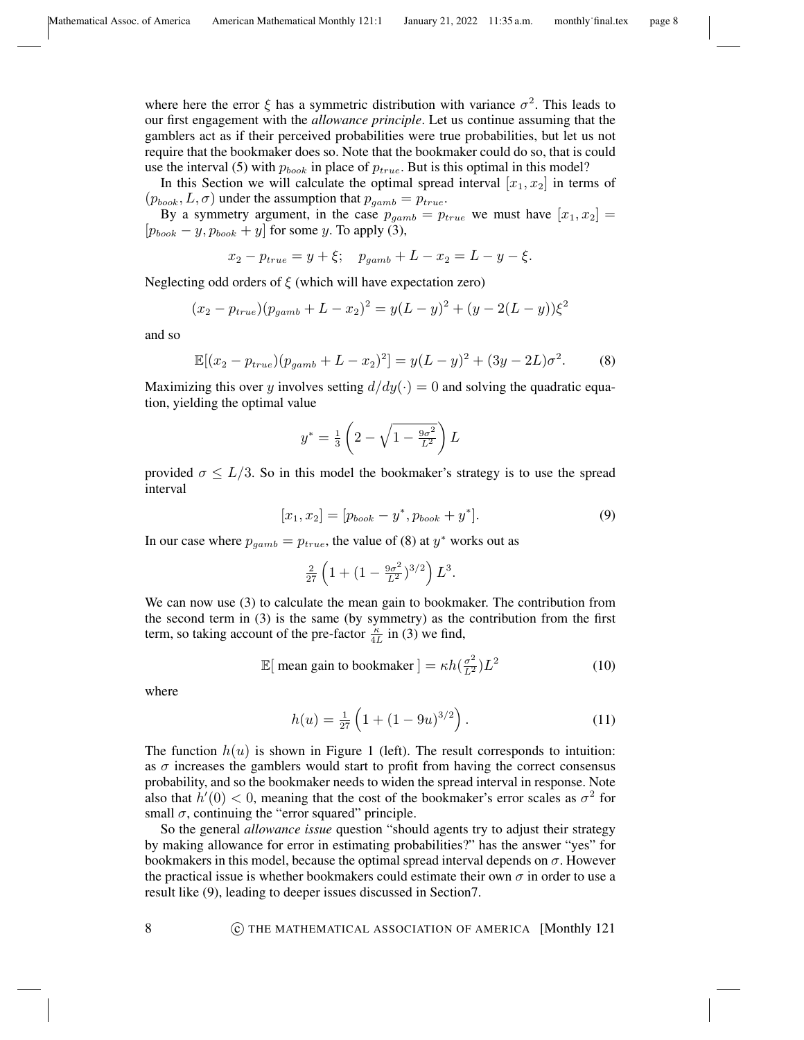where here the error $\xi$ has a symmetric distribution with variance $\sigma^2$. This leads to our first engagement with the *allowance principle*. Let us continue assuming that the gamblers act as if their perceived probabilities were true probabilities, but let us not require that the bookmaker does so. Note that the bookmaker could do so, that is could use the interval (5) with $p_{book}$ in place of $p_{true}$. But is this optimal in this model?

In this Section we will calculate the optimal spread interval $[x_1, x_2]$ in terms of $(p_{book}, L, \sigma)$ under the assumption that $p_{gamb} = p_{true}$.

By a symmetry argument, in the case $p_{gamb} = p_{true}$ we must have $[x_1, x_2] = [p_{book} - y, p_{book} + y]$ for some $y$. To apply (3),

$$x_2 - p_{true} = y + \xi; \quad p_{gamb} + L - x_2 = L - y - \xi.$$

Neglecting odd orders of $\xi$ (which will have expectation zero)

$$(x_2 - p_{true})(p_{gamb} + L - x_2)^2 = y(L-y)^2 + (y - 2(L-y))\xi^2$$

and so

$$\mathbb{E}[(x_2 - p_{true})(p_{gamb} + L - x_2)^2] = y(L-y)^2 + (3y - 2L)\sigma^2. \tag{8}$$

Maximizing this over $y$ involves setting $d/dy(\cdot) = 0$ and solving the quadratic equation, yielding the optimal value

$$y^* = \tfrac{1}{3}\left(2 - \sqrt{1 - \tfrac{9\sigma^2}{L^2}}\right)L$$

provided $\sigma \leq L/3$. So in this model the bookmaker's strategy is to use the spread interval

$$[x_1, x_2] = [p_{book} - y^*, p_{book} + y^*]. \tag{9}$$

In our case where $p_{gamb} = p_{true}$, the value of (8) at $y^*$ works out as

$$\tfrac{2}{27}\left(1 + (1 - \tfrac{9\sigma^2}{L^2})^{3/2}\right)L^3.$$

We can now use (3) to calculate the mean gain to bookmaker. The contribution from the second term in (3) is the same (by symmetry) as the contribution from the first term, so taking account of the pre-factor $\frac{\kappa}{4L}$ in (3) we find,

$$\mathbb{E}[\text{ mean gain to bookmaker }] = \kappa h(\tfrac{\sigma^2}{L^2})L^2 \tag{10}$$

where

$$h(u) = \tfrac{1}{27}\left(1 + (1 - 9u)^{3/2}\right). \tag{11}$$

The function $h(u)$ is shown in Figure 1 (left). The result corresponds to intuition: as $\sigma$ increases the gamblers would start to profit from having the correct consensus probability, and so the bookmaker needs to widen the spread interval in response. Note also that $h'(0) < 0$, meaning that the cost of the bookmaker's error scales as $\sigma^2$ for small $\sigma$, continuing the "error squared" principle.

So the general *allowance issue* question "should agents try to adjust their strategy by making allowance for error in estimating probabilities?" has the answer "yes" for bookmakers in this model, because the optimal spread interval depends on $\sigma$. However the practical issue is whether bookmakers could estimate their own $\sigma$ in order to use a result like (9), leading to deeper issues discussed in Section7.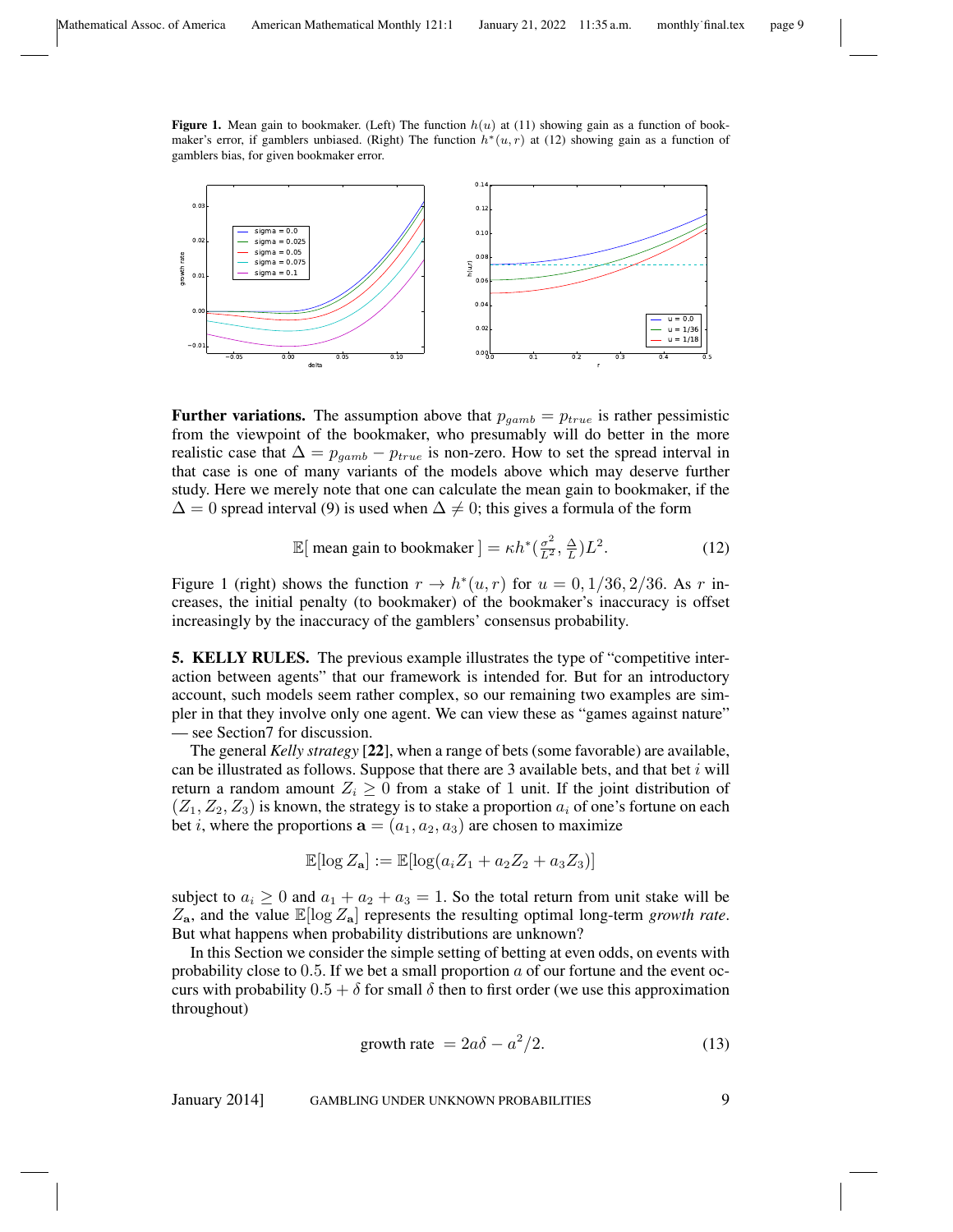**Figure 1.** Mean gain to bookmaker. (Left) The function $h(u)$ at (11) showing gain as a function of bookmaker's error, if gamblers unbiased. (Right) The function $h^*(u, r)$ at (12) showing gain as a function of gamblers bias, for given bookmaker error.

**Further variations.** The assumption above that $p_{gamb} = p_{true}$ is rather pessimistic from the viewpoint of the bookmaker, who presumably will do better in the more realistic case that $\Delta = p_{gamb} - p_{true}$ is non-zero. How to set the spread interval in that case is one of many variants of the models above which may deserve further study. Here we merely note that one can calculate the mean gain to bookmaker, if the $\Delta = 0$ spread interval (9) is used when $\Delta \neq 0$; this gives a formula of the form

$$\mathbb{E}[\text{ mean gain to bookmaker }] = \kappa h^*(\tfrac{\sigma^2}{L^2}, \tfrac{\Delta}{L})L^2. \tag{12}$$

Figure 1 (right) shows the function $r \to h^*(u, r)$ for $u = 0, 1/36, 2/36$. As $r$ increases, the initial penalty (to bookmaker) of the bookmaker's inaccuracy is offset increasingly by the inaccuracy of the gamblers' consensus probability.

## 5. KELLY RULES.

The previous example illustrates the type of "competitive interaction between agents" that our framework is intended for. But for an introductory account, such models seem rather complex, so our remaining two examples are simpler in that they involve only one agent. We can view these as "games against nature" — see Section7 for discussion.

The general *Kelly strategy* [**22**], when a range of bets (some favorable) are available, can be illustrated as follows. Suppose that there are 3 available bets, and that bet $i$ will return a random amount $Z_i \geq 0$ from a stake of 1 unit. If the joint distribution of $(Z_1, Z_2, Z_3)$ is known, the strategy is to stake a proportion $a_i$ of one's fortune on each bet $i$, where the proportions $\mathbf{a} = (a_1, a_2, a_3)$ are chosen to maximize

$$\mathbb{E}[\log Z_{\mathbf{a}}] := \mathbb{E}[\log(a_i Z_1 + a_2 Z_2 + a_3 Z_3)]$$

subject to $a_i \geq 0$ and $a_1 + a_2 + a_3 = 1$. So the total return from unit stake will be $Z_{\mathbf{a}}$, and the value $\mathbb{E}[\log Z_{\mathbf{a}}]$ represents the resulting optimal long-term *growth rate*. But what happens when probability distributions are unknown?

In this Section we consider the simple setting of betting at even odds, on events with probability close to 0.5. If we bet a small proportion $a$ of our fortune and the event occurs with probability $0.5 + \delta$ for small $\delta$ then to first order (we use this approximation throughout)

$$\text{growth rate } = 2a\delta - a^2/2. \tag{13}$$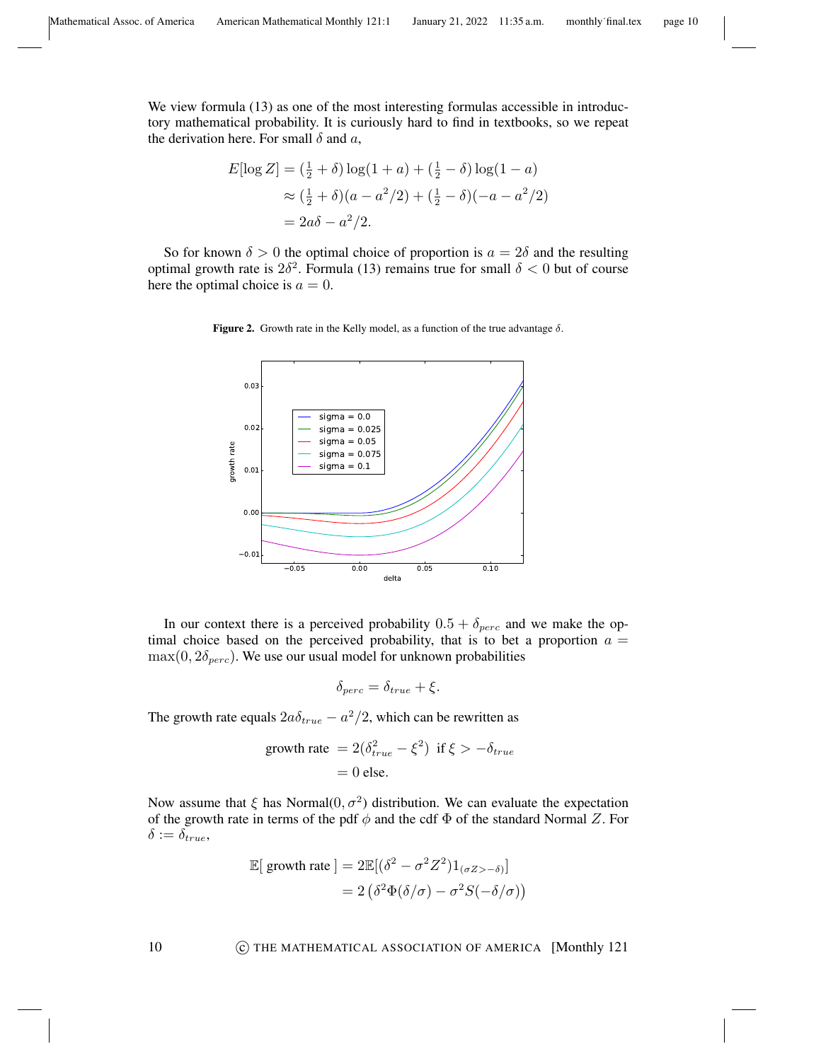We view formula (13) as one of the most interesting formulas accessible in introductory mathematical probability. It is curiously hard to find in textbooks, so we repeat the derivation here. For small $\delta$ and $a$,

$$
\begin{aligned}
E[\log Z] &= (\tfrac{1}{2}+\delta)\log(1+a) + (\tfrac{1}{2}-\delta)\log(1-a) \\
&\approx (\tfrac{1}{2}+\delta)(a - a^2/2) + (\tfrac{1}{2}-\delta)(-a - a^2/2) \\
&= 2a\delta - a^2/2.
\end{aligned}
$$

So for known $\delta > 0$ the optimal choice of proportion is $a = 2\delta$ and the resulting optimal growth rate is $2\delta^2$. Formula (13) remains true for small $\delta < 0$ but of course here the optimal choice is $a = 0$.

**Figure 2.** Growth rate in the Kelly model, as a function of the true advantage $\delta$.

In our context there is a perceived probability $0.5 + \delta_{perc}$ and we make the optimal choice based on the perceived probability, that is to bet a proportion $a = \max(0, 2\delta_{perc})$. We use our usual model for unknown probabilities

$$\delta_{perc} = \delta_{true} + \xi.$$

The growth rate equals $2a\delta_{true} - a^2/2$, which can be rewritten as

$$
\begin{aligned}
\text{growth rate } &= 2(\delta_{true}^2 - \xi^2) \text{ if } \xi > -\delta_{true} \\
&= 0 \text{ else.}
\end{aligned}
$$

Now assume that $\xi$ has Normal$(0, \sigma^2)$ distribution. We can evaluate the expectation of the growth rate in terms of the pdf $\phi$ and the cdf $\Phi$ of the standard Normal $Z$. For $\delta := \delta_{true}$,

$$
\begin{aligned}
\mathbb{E}[\text{ growth rate }] &= 2\mathbb{E}[(\delta^2 - \sigma^2 Z^2)1_{(\sigma Z > -\delta)}] \\
&= 2\left(\delta^2\Phi(\delta/\sigma) - \sigma^2 S(-\delta/\sigma)\right)
\end{aligned}
$$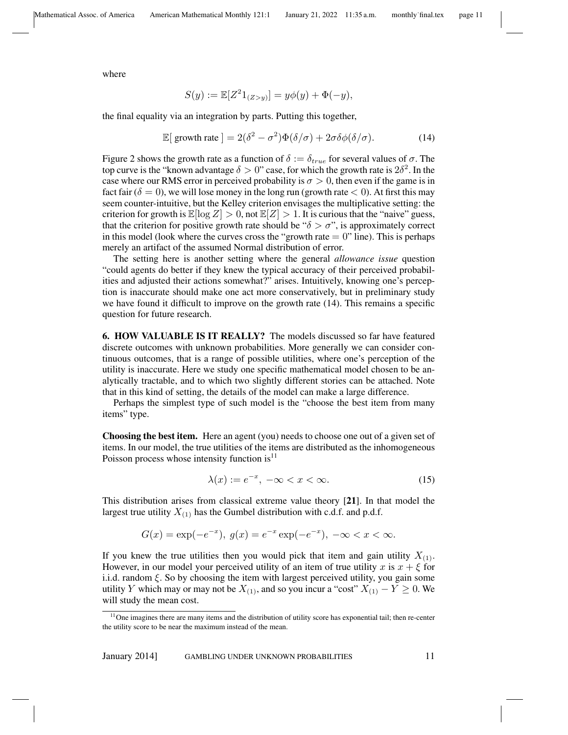where

$$S(y) := \mathbb{E}[Z^2 1_{(Z>y)}] = y\phi(y) + \Phi(-y),$$

the final equality via an integration by parts. Putting this together,

$$\mathbb{E}[\text{ growth rate }] = 2(\delta^2 - \sigma^2)\Phi(\delta/\sigma) + 2\sigma\delta\phi(\delta/\sigma). \tag{14}$$

Figure 2 shows the growth rate as a function of $\delta := \delta_{true}$ for several values of $\sigma$. The top curve is the "known advantage $\delta > 0$" case, for which the growth rate is $2\delta^2$. In the case where our RMS error in perceived probability is $\sigma > 0$, then even if the game is in fact fair ($\delta = 0$), we will lose money in the long run (growth rate $< 0$). At first this may seem counter-intuitive, but the Kelley criterion envisages the multiplicative setting: the criterion for growth is $\mathbb{E}[\log Z] > 0$, not $\mathbb{E}[Z] > 1$. It is curious that the "naive" guess, that the criterion for positive growth rate should be "$\delta > \sigma$", is approximately correct in this model (look where the curves cross the "growth rate $= 0$" line). This is perhaps merely an artifact of the assumed Normal distribution of error.

The setting here is another setting where the general *allowance issue* question "could agents do better if they knew the typical accuracy of their perceived probabilities and adjusted their actions somewhat?" arises. Intuitively, knowing one's perception is inaccurate should make one act more conservatively, but in preliminary study we have found it difficult to improve on the growth rate (14). This remains a specific question for future research.

**6. HOW VALUABLE IS IT REALLY?** The models discussed so far have featured discrete outcomes with unknown probabilities. More generally we can consider continuous outcomes, that is a range of possible utilities, where one's perception of the utility is inaccurate. Here we study one specific mathematical model chosen to be analytically tractable, and to which two slightly different stories can be attached. Note that in this kind of setting, the details of the model can make a large difference.

Perhaps the simplest type of such model is the "choose the best item from many items" type.

**Choosing the best item.** Here an agent (you) needs to choose one out of a given set of items. In our model, the true utilities of the items are distributed as the inhomogeneous Poisson process whose intensity function is[11]

$$\lambda(x) := e^{-x}, \ -\infty < x < \infty. \tag{15}$$

This distribution arises from classical extreme value theory [**21**]. In that model the largest true utility $X_{(1)}$ has the Gumbel distribution with c.d.f. and p.d.f.

$$G(x) = \exp(-e^{-x}), \ g(x) = e^{-x}\exp(-e^{-x}), \ -\infty < x < \infty.$$

If you knew the true utilities then you would pick that item and gain utility $X_{(1)}$. However, in our model your perceived utility of an item of true utility $x$ is $x + \xi$ for i.i.d. random $\xi$. So by choosing the item with largest perceived utility, you gain some utility $Y$ which may or may not be $X_{(1)}$, and so you incur a "cost" $X_{(1)} - Y \geq 0$. We will study the mean cost.

---

[11] One imagines there are many items and the distribution of utility score has exponential tail; then re-center the utility score to be near the maximum instead of the mean.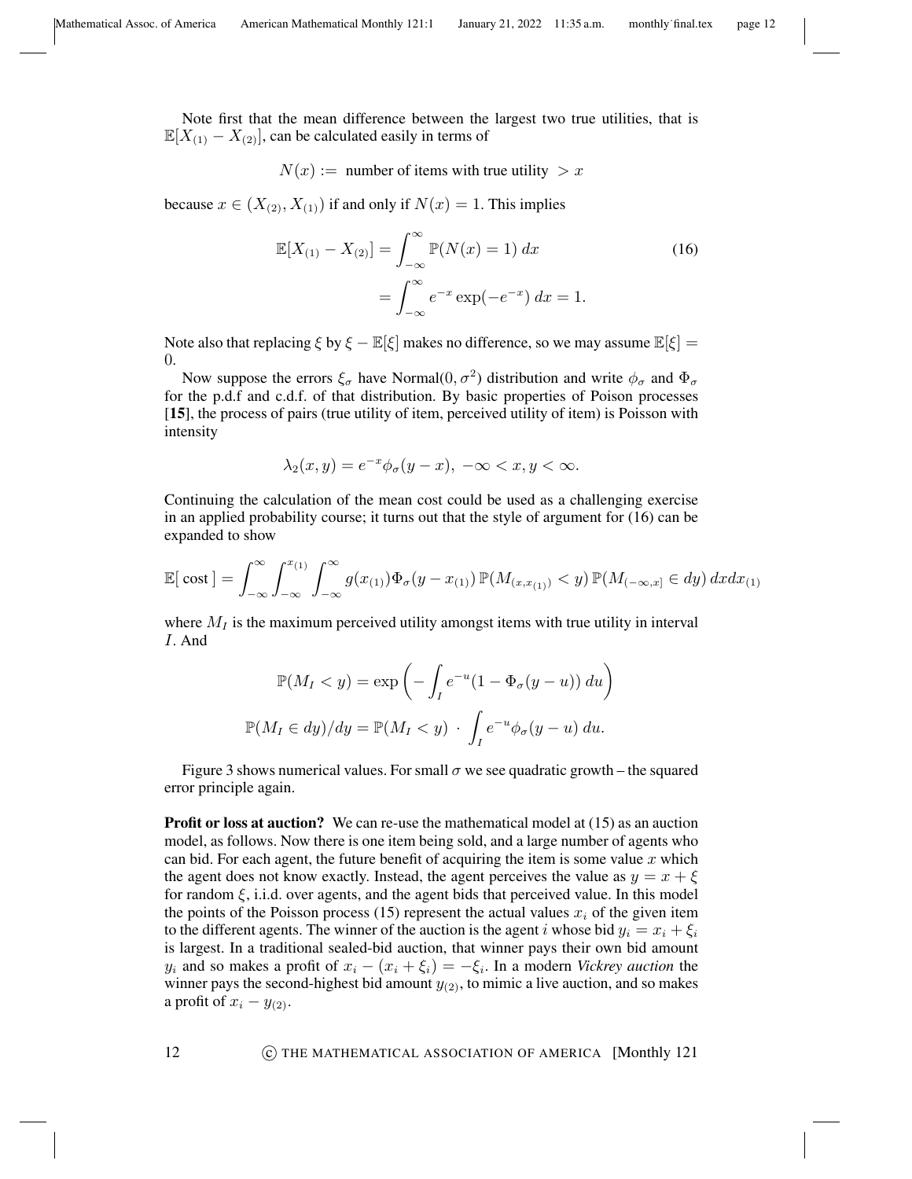Note first that the mean difference between the largest two true utilities, that is $\mathbb{E}[X_{(1)} - X_{(2)}]$, can be calculated easily in terms of

$$N(x) := \text{ number of items with true utility } > x$$

because $x \in (X_{(2)}, X_{(1)})$ if and only if $N(x) = 1$. This implies

$$\begin{aligned} \mathbb{E}[X_{(1)} - X_{(2)}] &= \int_{-\infty}^{\infty} \mathbb{P}(N(x) = 1) \, dx \\ &= \int_{-\infty}^{\infty} e^{-x} \exp(-e^{-x}) \, dx = 1. \end{aligned} \tag{16}$$

Note also that replacing $\xi$ by $\xi - \mathbb{E}[\xi]$ makes no difference, so we may assume $\mathbb{E}[\xi] = 0$.

Now suppose the errors $\xi_\sigma$ have Normal$(0, \sigma^2)$ distribution and write $\phi_\sigma$ and $\Phi_\sigma$ for the p.d.f and c.d.f. of that distribution. By basic properties of Poison processes [**15**], the process of pairs (true utility of item, perceived utility of item) is Poisson with intensity

$$\lambda_2(x, y) = e^{-x} \phi_\sigma(y - x), \ -\infty < x, y < \infty.$$

Continuing the calculation of the mean cost could be used as a challenging exercise in an applied probability course; it turns out that the style of argument for (16) can be expanded to show

$$\mathbb{E}[\text{ cost }] = \int_{-\infty}^{\infty} \int_{-\infty}^{x_{(1)}} \int_{-\infty}^{\infty} g(x_{(1)}) \Phi_\sigma(y - x_{(1)}) \, \mathbb{P}(M_{(x, x_{(1)})} < y) \, \mathbb{P}(M_{(-\infty, x]} \in dy) \, dx dx_{(1)}$$

where $M_I$ is the maximum perceived utility amongst items with true utility in interval $I$. And

$$\mathbb{P}(M_I < y) = \exp\left( - \int_I e^{-u}(1 - \Phi_\sigma(y - u)) \, du \right)$$

$$\mathbb{P}(M_I \in dy)/dy = \mathbb{P}(M_I < y) \ \cdot \ \int_I e^{-u} \phi_\sigma(y - u) \, du.$$

Figure 3 shows numerical values. For small $\sigma$ we see quadratic growth – the squared error principle again.

**Profit or loss at auction?** We can re-use the mathematical model at (15) as an auction model, as follows. Now there is one item being sold, and a large number of agents who can bid. For each agent, the future benefit of acquiring the item is some value $x$ which the agent does not know exactly. Instead, the agent perceives the value as $y = x + \xi$ for random $\xi$, i.i.d. over agents, and the agent bids that perceived value. In this model the points of the Poisson process (15) represent the actual values $x_i$ of the given item to the different agents. The winner of the auction is the agent $i$ whose bid $y_i = x_i + \xi_i$ is largest. In a traditional sealed-bid auction, that winner pays their own bid amount $y_i$ and so makes a profit of $x_i - (x_i + \xi_i) = -\xi_i$. In a modern *Vickrey auction* the winner pays the second-highest bid amount $y_{(2)}$, to mimic a live auction, and so makes a profit of $x_i - y_{(2)}$.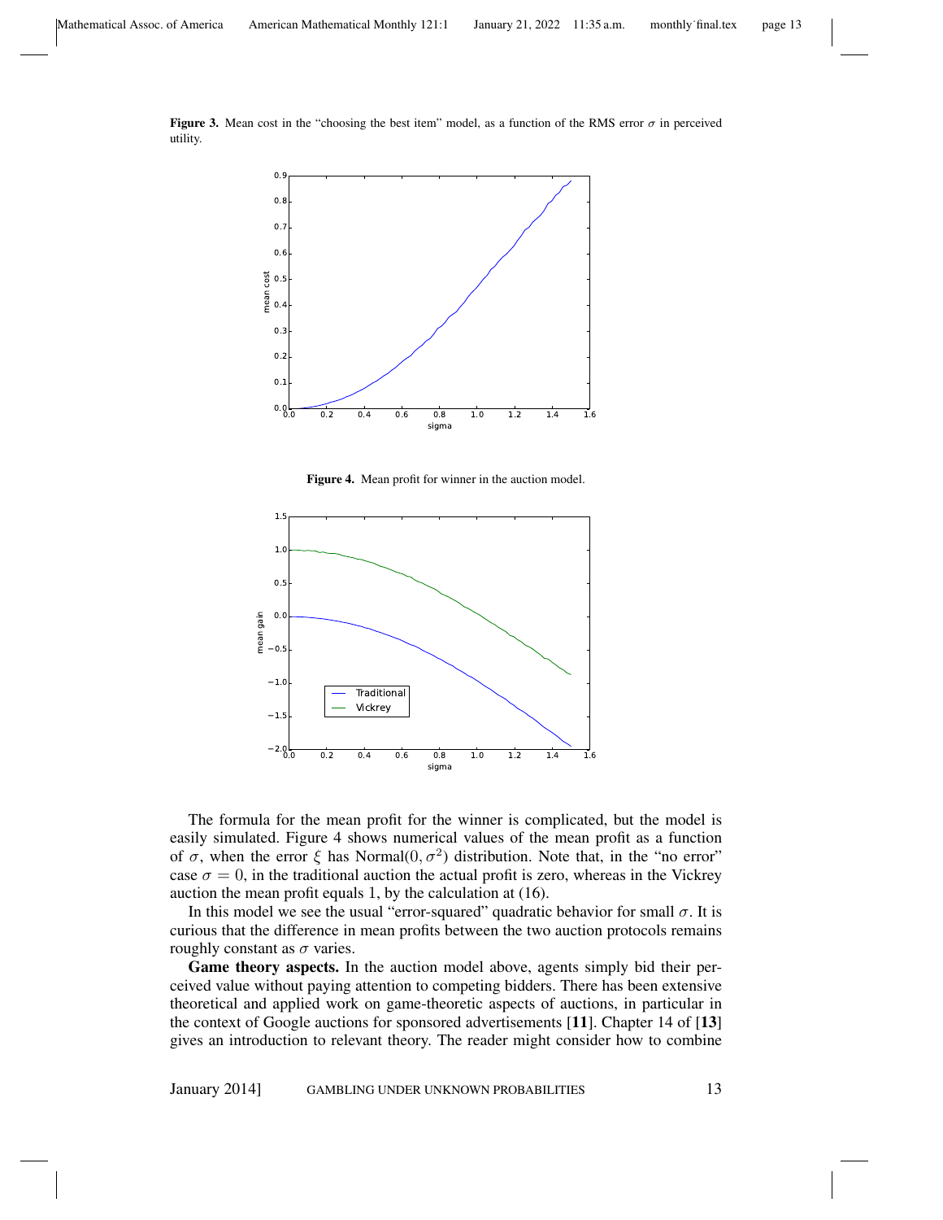**Figure 3.** Mean cost in the "choosing the best item" model, as a function of the RMS error $\sigma$ in perceived utility.

**Figure 4.** Mean profit for winner in the auction model.

The formula for the mean profit for the winner is complicated, but the model is easily simulated. Figure 4 shows numerical values of the mean profit as a function of $\sigma$, when the error $\xi$ has Normal$(0, \sigma^2)$ distribution. Note that, in the "no error" case $\sigma = 0$, in the traditional auction the actual profit is zero, whereas in the Vickrey auction the mean profit equals 1, by the calculation at (16).

In this model we see the usual "error-squared" quadratic behavior for small $\sigma$. It is curious that the difference in mean profits between the two auction protocols remains roughly constant as $\sigma$ varies.

**Game theory aspects.** In the auction model above, agents simply bid their perceived value without paying attention to competing bidders. There has been extensive theoretical and applied work on game-theoretic aspects of auctions, in particular in the context of Google auctions for sponsored advertisements [**11**]. Chapter 14 of [**13**] gives an introduction to relevant theory. The reader might consider how to combine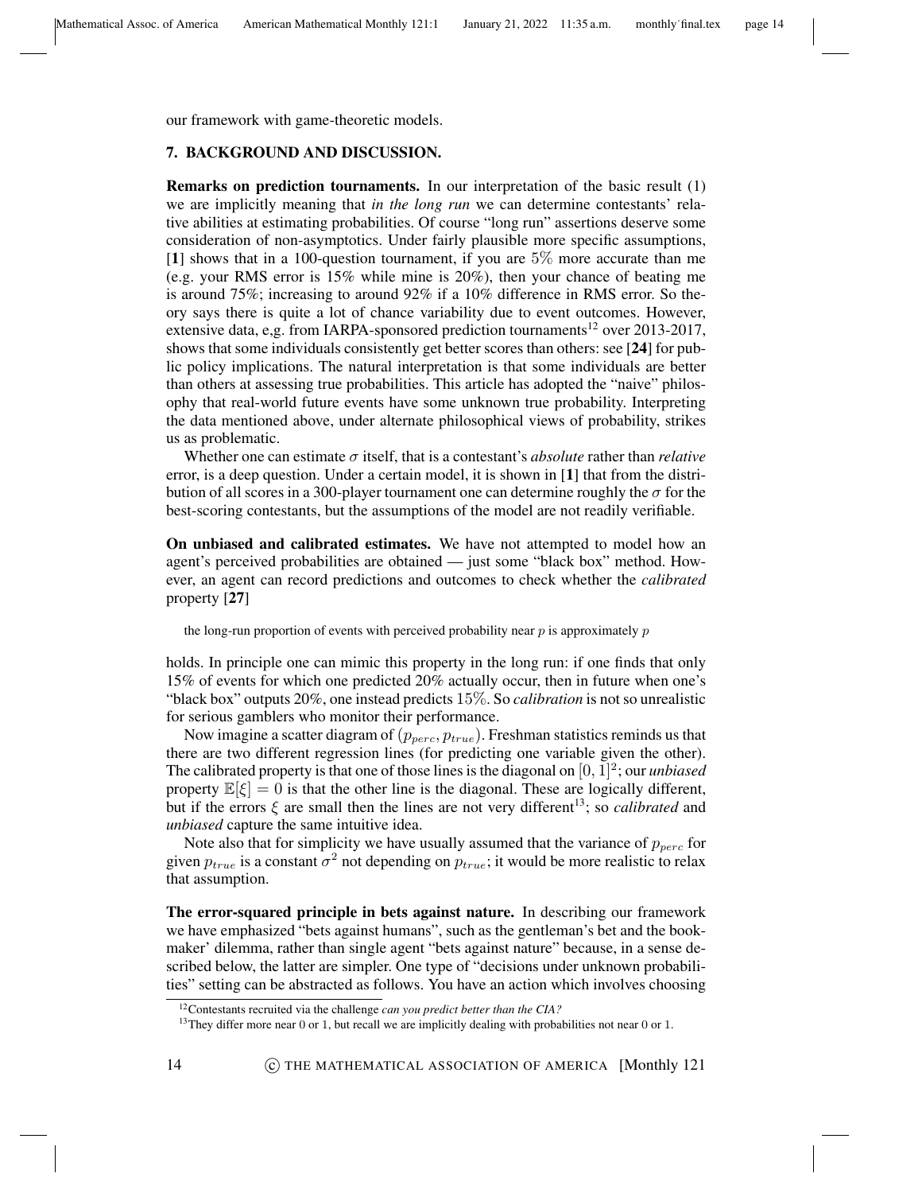our framework with game-theoretic models.

## 7. BACKGROUND AND DISCUSSION.

**Remarks on prediction tournaments.** In our interpretation of the basic result (1) we are implicitly meaning that *in the long run* we can determine contestants' relative abilities at estimating probabilities. Of course "long run" assertions deserve some consideration of non-asymptotics. Under fairly plausible more specific assumptions, [**1**] shows that in a 100-question tournament, if you are $5\%$ more accurate than me (e.g. your RMS error is 15% while mine is 20%), then your chance of beating me is around 75%; increasing to around 92% if a 10% difference in RMS error. So theory says there is quite a lot of chance variability due to event outcomes. However, extensive data, e,g. from IARPA-sponsored prediction tournaments[12] over 2013-2017, shows that some individuals consistently get better scores than others: see [**24**] for public policy implications. The natural interpretation is that some individuals are better than others at assessing true probabilities. This article has adopted the "naive" philosophy that real-world future events have some unknown true probability. Interpreting the data mentioned above, under alternate philosophical views of probability, strikes us as problematic.

Whether one can estimate $\sigma$ itself, that is a contestant's *absolute* rather than *relative* error, is a deep question. Under a certain model, it is shown in [**1**] that from the distribution of all scores in a 300-player tournament one can determine roughly the $\sigma$ for the best-scoring contestants, but the assumptions of the model are not readily verifiable.

**On unbiased and calibrated estimates.** We have not attempted to model how an agent's perceived probabilities are obtained — just some "black box" method. However, an agent can record predictions and outcomes to check whether the *calibrated* property [**27**]

> the long-run proportion of events with perceived probability near $p$ is approximately $p$

holds. In principle one can mimic this property in the long run: if one finds that only 15% of events for which one predicted 20% actually occur, then in future when one's "black box" outputs 20%, one instead predicts $15\%$. So *calibration* is not so unrealistic for serious gamblers who monitor their performance.

Now imagine a scatter diagram of $(p_{perc}, p_{true})$. Freshman statistics reminds us that there are two different regression lines (for predicting one variable given the other). The calibrated property is that one of those lines is the diagonal on $[0, 1]^2$; our *unbiased* property $\mathbb{E}[\xi] = 0$ is that the other line is the diagonal. These are logically different, but if the errors $\xi$ are small then the lines are not very different[13]; so *calibrated* and *unbiased* capture the same intuitive idea.

Note also that for simplicity we have usually assumed that the variance of $p_{perc}$ for given $p_{true}$ is a constant $\sigma^2$ not depending on $p_{true}$; it would be more realistic to relax that assumption.

**The error-squared principle in bets against nature.** In describing our framework we have emphasized "bets against humans", such as the gentleman's bet and the bookmaker' dilemma, rather than single agent "bets against nature" because, in a sense described below, the latter are simpler. One type of "decisions under unknown probabilities" setting can be abstracted as follows. You have an action which involves choosing

---

[12] Contestants recruited via the challenge *can you predict better than the CIA?*

[13] They differ more near 0 or 1, but recall we are implicitly dealing with probabilities not near 0 or 1.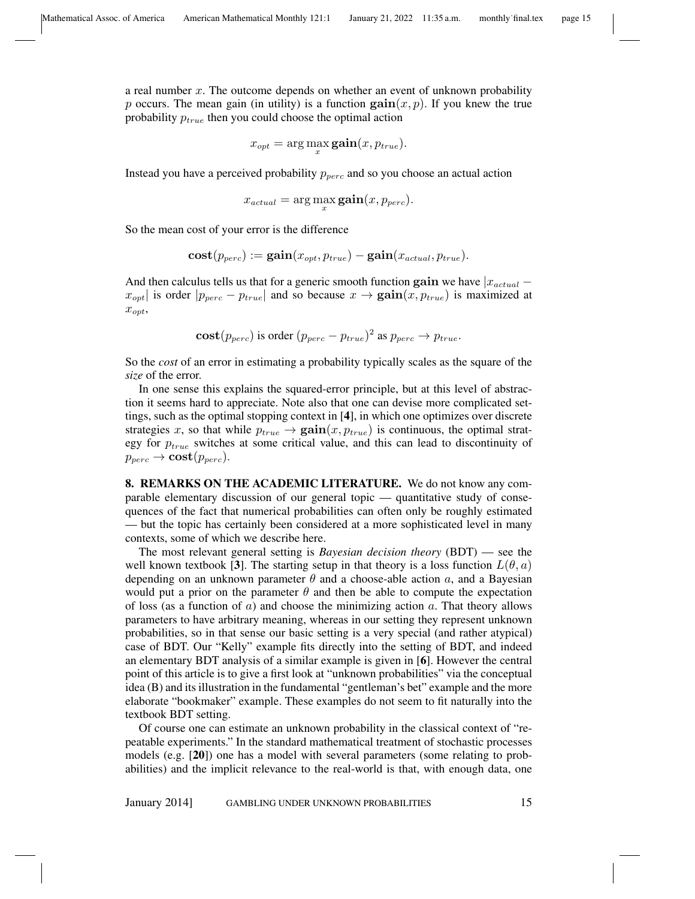a real number $x$. The outcome depends on whether an event of unknown probability $p$ occurs. The mean gain (in utility) is a function $\mathbf{gain}(x, p)$. If you knew the true probability $p_{true}$ then you could choose the optimal action

$$x_{opt} = \arg\max_x \mathbf{gain}(x, p_{true}).$$

Instead you have a perceived probability $p_{perc}$ and so you choose an actual action

$$x_{actual} = \arg\max_x \mathbf{gain}(x, p_{perc}).$$

So the mean cost of your error is the difference

$$\mathbf{cost}(p_{perc}) := \mathbf{gain}(x_{opt}, p_{true}) - \mathbf{gain}(x_{actual}, p_{true}).$$

And then calculus tells us that for a generic smooth function $\mathbf{gain}$ we have $|x_{actual} - x_{opt}|$ is order $|p_{perc} - p_{true}|$ and so because $x \to \mathbf{gain}(x, p_{true})$ is maximized at $x_{opt}$,

$$\mathbf{cost}(p_{perc}) \text{ is order } (p_{perc} - p_{true})^2 \text{ as } p_{perc} \to p_{true}.$$

So the *cost* of an error in estimating a probability typically scales as the square of the *size* of the error.

In one sense this explains the squared-error principle, but at this level of abstraction it seems hard to appreciate. Note also that one can devise more complicated settings, such as the optimal stopping context in [**4**], in which one optimizes over discrete strategies $x$, so that while $p_{true} \to \mathbf{gain}(x, p_{true})$ is continuous, the optimal strategy for $p_{true}$ switches at some critical value, and this can lead to discontinuity of $p_{perc} \to \mathbf{cost}(p_{perc})$.

**8. REMARKS ON THE ACADEMIC LITERATURE.** We do not know any comparable elementary discussion of our general topic — quantitative study of consequences of the fact that numerical probabilities can often only be roughly estimated — but the topic has certainly been considered at a more sophisticated level in many contexts, some of which we describe here.

The most relevant general setting is *Bayesian decision theory* (BDT) — see the well known textbook [**3**]. The starting setup in that theory is a loss function $L(\theta, a)$ depending on an unknown parameter $\theta$ and a choose-able action $a$, and a Bayesian would put a prior on the parameter $\theta$ and then be able to compute the expectation of loss (as a function of $a$) and choose the minimizing action $a$. That theory allows parameters to have arbitrary meaning, whereas in our setting they represent unknown probabilities, so in that sense our basic setting is a very special (and rather atypical) case of BDT. Our "Kelly" example fits directly into the setting of BDT, and indeed an elementary BDT analysis of a similar example is given in [**6**]. However the central point of this article is to give a first look at "unknown probabilities" via the conceptual idea (B) and its illustration in the fundamental "gentleman's bet" example and the more elaborate "bookmaker" example. These examples do not seem to fit naturally into the textbook BDT setting.

Of course one can estimate an unknown probability in the classical context of "repeatable experiments." In the standard mathematical treatment of stochastic processes models (e.g. [**20**]) one has a model with several parameters (some relating to probabilities) and the implicit relevance to the real-world is that, with enough data, one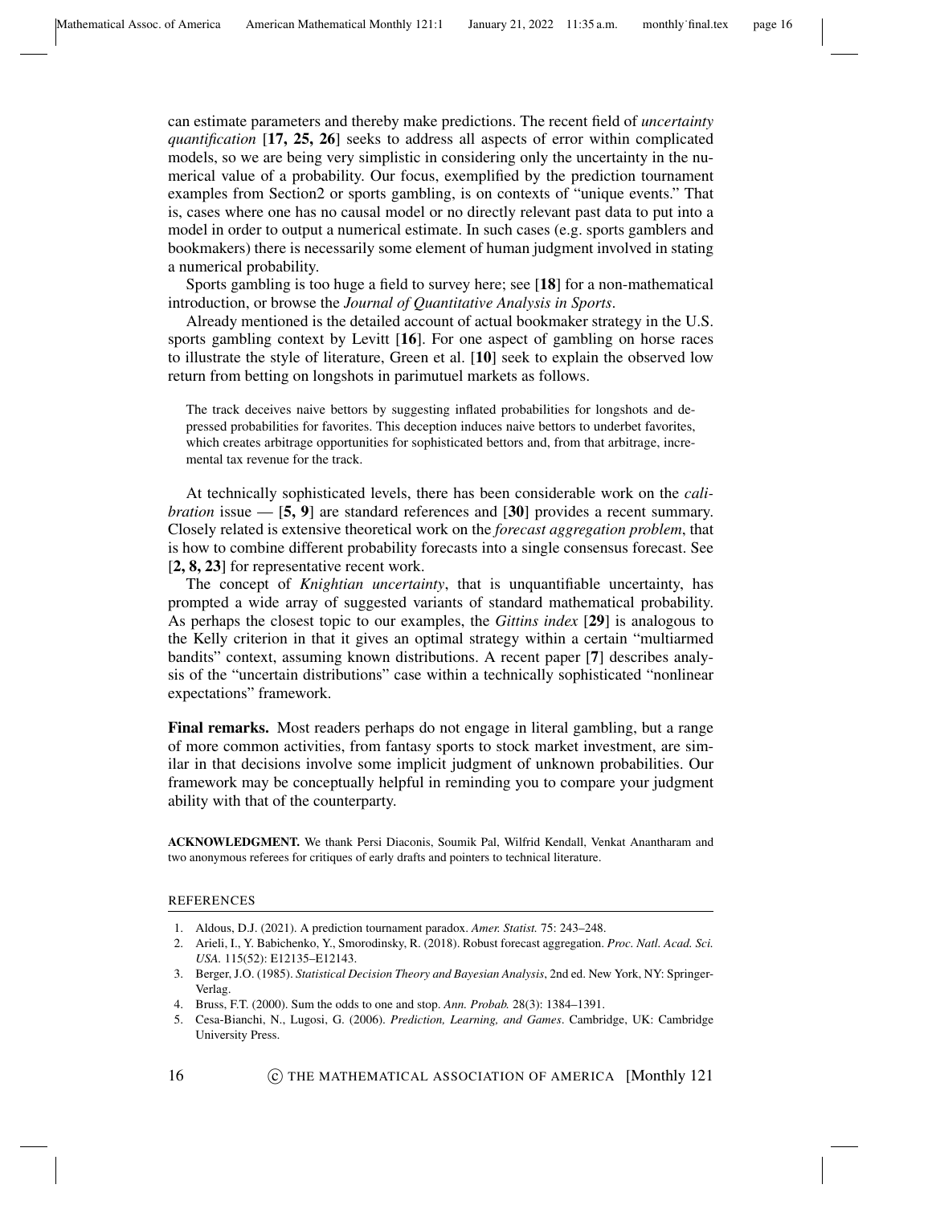can estimate parameters and thereby make predictions. The recent field of *uncertainty quantification* [**17, 25, 26**] seeks to address all aspects of error within complicated models, so we are being very simplistic in considering only the uncertainty in the numerical value of a probability. Our focus, exemplified by the prediction tournament examples from Section2 or sports gambling, is on contexts of "unique events." That is, cases where one has no causal model or no directly relevant past data to put into a model in order to output a numerical estimate. In such cases (e.g. sports gamblers and bookmakers) there is necessarily some element of human judgment involved in stating a numerical probability.

Sports gambling is too huge a field to survey here; see [**18**] for a non-mathematical introduction, or browse the *Journal of Quantitative Analysis in Sports*.

Already mentioned is the detailed account of actual bookmaker strategy in the U.S. sports gambling context by Levitt [**16**]. For one aspect of gambling on horse races to illustrate the style of literature, Green et al. [**10**] seek to explain the observed low return from betting on longshots in parimutuel markets as follows.

> The track deceives naive bettors by suggesting inflated probabilities for longshots and depressed probabilities for favorites. This deception induces naive bettors to underbet favorites, which creates arbitrage opportunities for sophisticated bettors and, from that arbitrage, incremental tax revenue for the track.

At technically sophisticated levels, there has been considerable work on the *calibration* issue — [**5, 9**] are standard references and [**30**] provides a recent summary. Closely related is extensive theoretical work on the *forecast aggregation problem*, that is how to combine different probability forecasts into a single consensus forecast. See [**2, 8, 23**] for representative recent work.

The concept of *Knightian uncertainty*, that is unquantifiable uncertainty, has prompted a wide array of suggested variants of standard mathematical probability. As perhaps the closest topic to our examples, the *Gittins index* [**29**] is analogous to the Kelly criterion in that it gives an optimal strategy within a certain "multiarmed bandits" context, assuming known distributions. A recent paper [**7**] describes analysis of the "uncertain distributions" case within a technically sophisticated "nonlinear expectations" framework.

**Final remarks.** Most readers perhaps do not engage in literal gambling, but a range of more common activities, from fantasy sports to stock market investment, are similar in that decisions involve some implicit judgment of unknown probabilities. Our framework may be conceptually helpful in reminding you to compare your judgment ability with that of the counterparty.

**ACKNOWLEDGMENT.** We thank Persi Diaconis, Soumik Pal, Wilfrid Kendall, Venkat Anantharam and two anonymous referees for critiques of early drafts and pointers to technical literature.

## REFERENCES

1. Aldous, D.J. (2021). A prediction tournament paradox. *Amer. Statist.* 75: 243–248.
2. Arieli, I., Y. Babichenko, Y., Smorodinsky, R. (2018). Robust forecast aggregation. *Proc. Natl. Acad. Sci. USA.* 115(52): E12135–E12143.
3. Berger, J.O. (1985). *Statistical Decision Theory and Bayesian Analysis*, 2nd ed. New York, NY: Springer-Verlag.
4. Bruss, F.T. (2000). Sum the odds to one and stop. *Ann. Probab.* 28(3): 1384–1391.
5. Cesa-Bianchi, N., Lugosi, G. (2006). *Prediction, Learning, and Games*. Cambridge, UK: Cambridge University Press.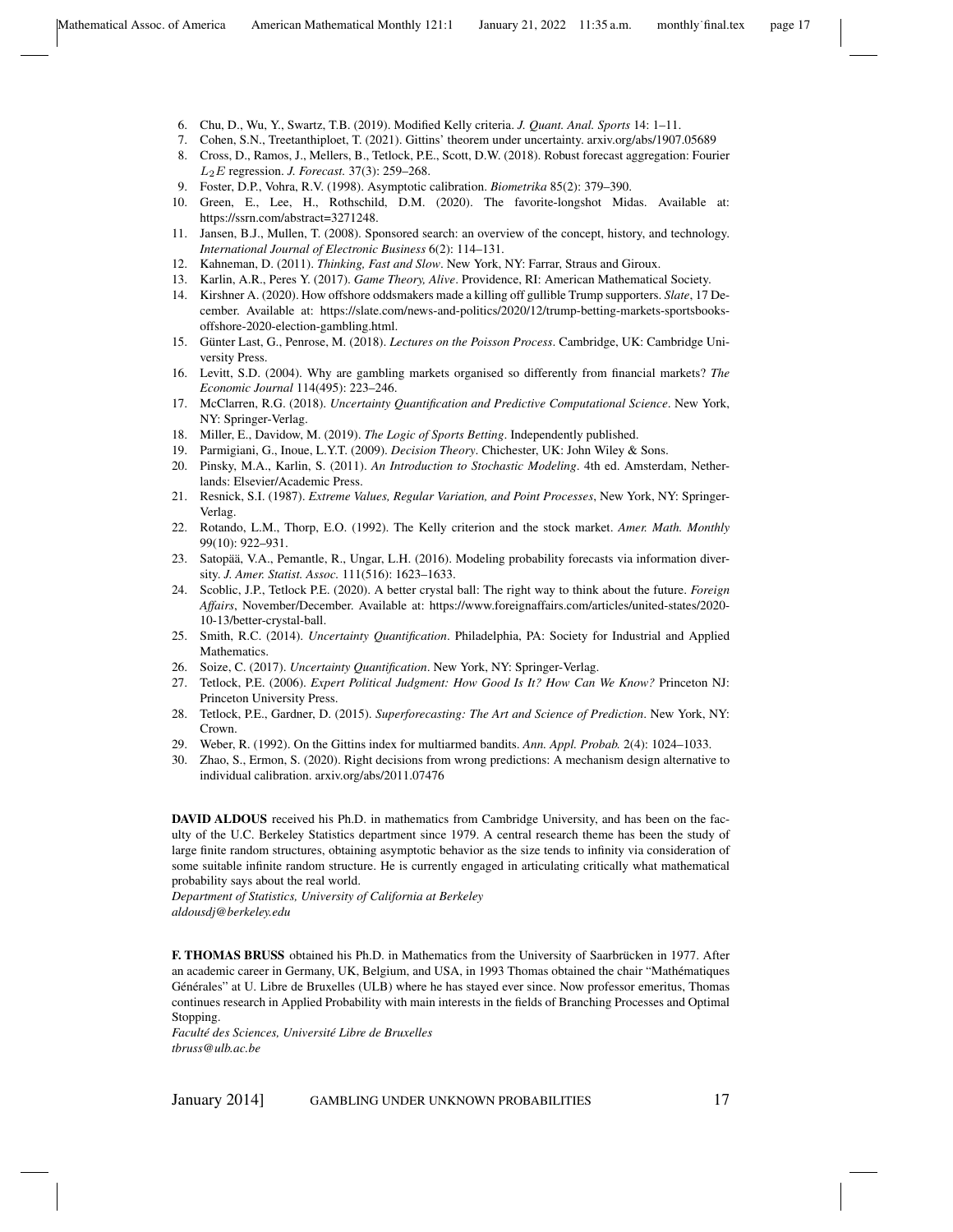6. Chu, D., Wu, Y., Swartz, T.B. (2019). Modified Kelly criteria. *J. Quant. Anal. Sports* 14: 1–11.
7. Cohen, S.N., Treetanthiploet, T. (2021). Gittins' theorem under uncertainty. arxiv.org/abs/1907.05689
8. Cross, D., Ramos, J., Mellers, B., Tetlock, P.E., Scott, D.W. (2018). Robust forecast aggregation: Fourier $L_2E$ regression. *J. Forecast.* 37(3): 259–268.
9. Foster, D.P., Vohra, R.V. (1998). Asymptotic calibration. *Biometrika* 85(2): 379–390.
10. Green, E., Lee, H., Rothschild, D.M. (2020). The favorite-longshot Midas. Available at: https://ssrn.com/abstract=3271248.
11. Jansen, B.J., Mullen, T. (2008). Sponsored search: an overview of the concept, history, and technology. *International Journal of Electronic Business* 6(2): 114–131.
12. Kahneman, D. (2011). *Thinking, Fast and Slow*. New York, NY: Farrar, Straus and Giroux.
13. Karlin, A.R., Peres Y. (2017). *Game Theory, Alive*. Providence, RI: American Mathematical Society.
14. Kirshner A. (2020). How offshore oddsmakers made a killing off gullible Trump supporters. *Slate*, 17 December. Available at: https://slate.com/news-and-politics/2020/12/trump-betting-markets-sportsbooks-offshore-2020-election-gambling.html.
15. Günter Last, G., Penrose, M. (2018). *Lectures on the Poisson Process*. Cambridge, UK: Cambridge University Press.
16. Levitt, S.D. (2004). Why are gambling markets organised so differently from financial markets? *The Economic Journal* 114(495): 223–246.
17. McClarren, R.G. (2018). *Uncertainty Quantification and Predictive Computational Science*. New York, NY: Springer-Verlag.
18. Miller, E., Davidow, M. (2019). *The Logic of Sports Betting*. Independently published.
19. Parmigiani, G., Inoue, L.Y.T. (2009). *Decision Theory*. Chichester, UK: John Wiley & Sons.
20. Pinsky, M.A., Karlin, S. (2011). *An Introduction to Stochastic Modeling*. 4th ed. Amsterdam, Netherlands: Elsevier/Academic Press.
21. Resnick, S.I. (1987). *Extreme Values, Regular Variation, and Point Processes*, New York, NY: Springer-Verlag.
22. Rotando, L.M., Thorp, E.O. (1992). The Kelly criterion and the stock market. *Amer. Math. Monthly* 99(10): 922–931.
23. Satopää, V.A., Pemantle, R., Ungar, L.H. (2016). Modeling probability forecasts via information diversity. *J. Amer. Statist. Assoc.* 111(516): 1623–1633.
24. Scoblic, J.P., Tetlock P.E. (2020). A better crystal ball: The right way to think about the future. *Foreign Affairs*, November/December. Available at: https://www.foreignaffairs.com/articles/united-states/2020-10-13/better-crystal-ball.
25. Smith, R.C. (2014). *Uncertainty Quantification*. Philadelphia, PA: Society for Industrial and Applied Mathematics.
26. Soize, C. (2017). *Uncertainty Quantification*. New York, NY: Springer-Verlag.
27. Tetlock, P.E. (2006). *Expert Political Judgment: How Good Is It? How Can We Know?* Princeton NJ: Princeton University Press.
28. Tetlock, P.E., Gardner, D. (2015). *Superforecasting: The Art and Science of Prediction*. New York, NY: Crown.
29. Weber, R. (1992). On the Gittins index for multiarmed bandits. *Ann. Appl. Probab.* 2(4): 1024–1033.
30. Zhao, S., Ermon, S. (2020). Right decisions from wrong predictions: A mechanism design alternative to individual calibration. arxiv.org/abs/2011.07476

**DAVID ALDOUS** received his Ph.D. in mathematics from Cambridge University, and has been on the faculty of the U.C. Berkeley Statistics department since 1979. A central research theme has been the study of large finite random structures, obtaining asymptotic behavior as the size tends to infinity via consideration of some suitable infinite random structure. He is currently engaged in articulating critically what mathematical probability says about the real world.
*Department of Statistics, University of California at Berkeley*
*aldousdj@berkeley.edu*

**F. THOMAS BRUSS** obtained his Ph.D. in Mathematics from the University of Saarbrücken in 1977. After an academic career in Germany, UK, Belgium, and USA, in 1993 Thomas obtained the chair "Mathématiques Générales" at U. Libre de Bruxelles (ULB) where he has stayed ever since. Now professor emeritus, Thomas continues research in Applied Probability with main interests in the fields of Branching Processes and Optimal Stopping.
*Faculté des Sciences, Université Libre de Bruxelles*
*tbruss@ulb.ac.be*